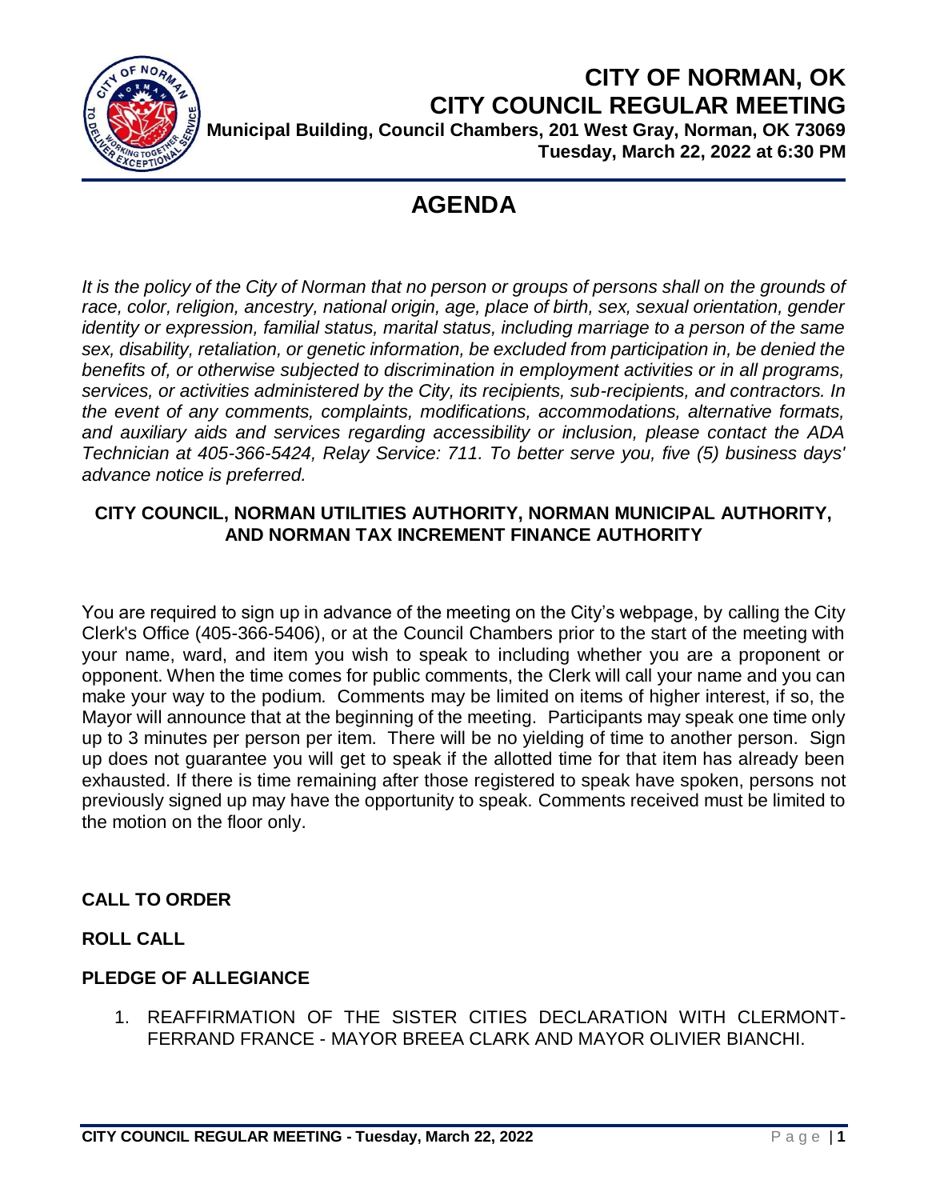# CITY OF NORMAN, OK
# CITY COUNCIL REGULAR MEETING

**Municipal Building, Council Chambers, 201 West Gray, Norman, OK 73069**
**Tuesday, March 22, 2022 at 6:30 PM**

# AGENDA

*It is the policy of the City of Norman that no person or groups of persons shall on the grounds of race, color, religion, ancestry, national origin, age, place of birth, sex, sexual orientation, gender identity or expression, familial status, marital status, including marriage to a person of the same sex, disability, retaliation, or genetic information, be excluded from participation in, be denied the benefits of, or otherwise subjected to discrimination in employment activities or in all programs, services, or activities administered by the City, its recipients, sub-recipients, and contractors. In the event of any comments, complaints, modifications, accommodations, alternative formats, and auxiliary aids and services regarding accessibility or inclusion, please contact the ADA Technician at 405-366-5424, Relay Service: 711. To better serve you, five (5) business days' advance notice is preferred.*

**CITY COUNCIL, NORMAN UTILITIES AUTHORITY, NORMAN MUNICIPAL AUTHORITY, AND NORMAN TAX INCREMENT FINANCE AUTHORITY**

You are required to sign up in advance of the meeting on the City's webpage, by calling the City Clerk's Office (405-366-5406), or at the Council Chambers prior to the start of the meeting with your name, ward, and item you wish to speak to including whether you are a proponent or opponent. When the time comes for public comments, the Clerk will call your name and you can make your way to the podium. Comments may be limited on items of higher interest, if so, the Mayor will announce that at the beginning of the meeting. Participants may speak one time only up to 3 minutes per person per item. There will be no yielding of time to another person. Sign up does not guarantee you will get to speak if the allotted time for that item has already been exhausted. If there is time remaining after those registered to speak have spoken, persons not previously signed up may have the opportunity to speak. Comments received must be limited to the motion on the floor only.

**CALL TO ORDER**

**ROLL CALL**

**PLEDGE OF ALLEGIANCE**

1. REAFFIRMATION OF THE SISTER CITIES DECLARATION WITH CLERMONT-FERRAND FRANCE - MAYOR BREEA CLARK AND MAYOR OLIVIER BIANCHI.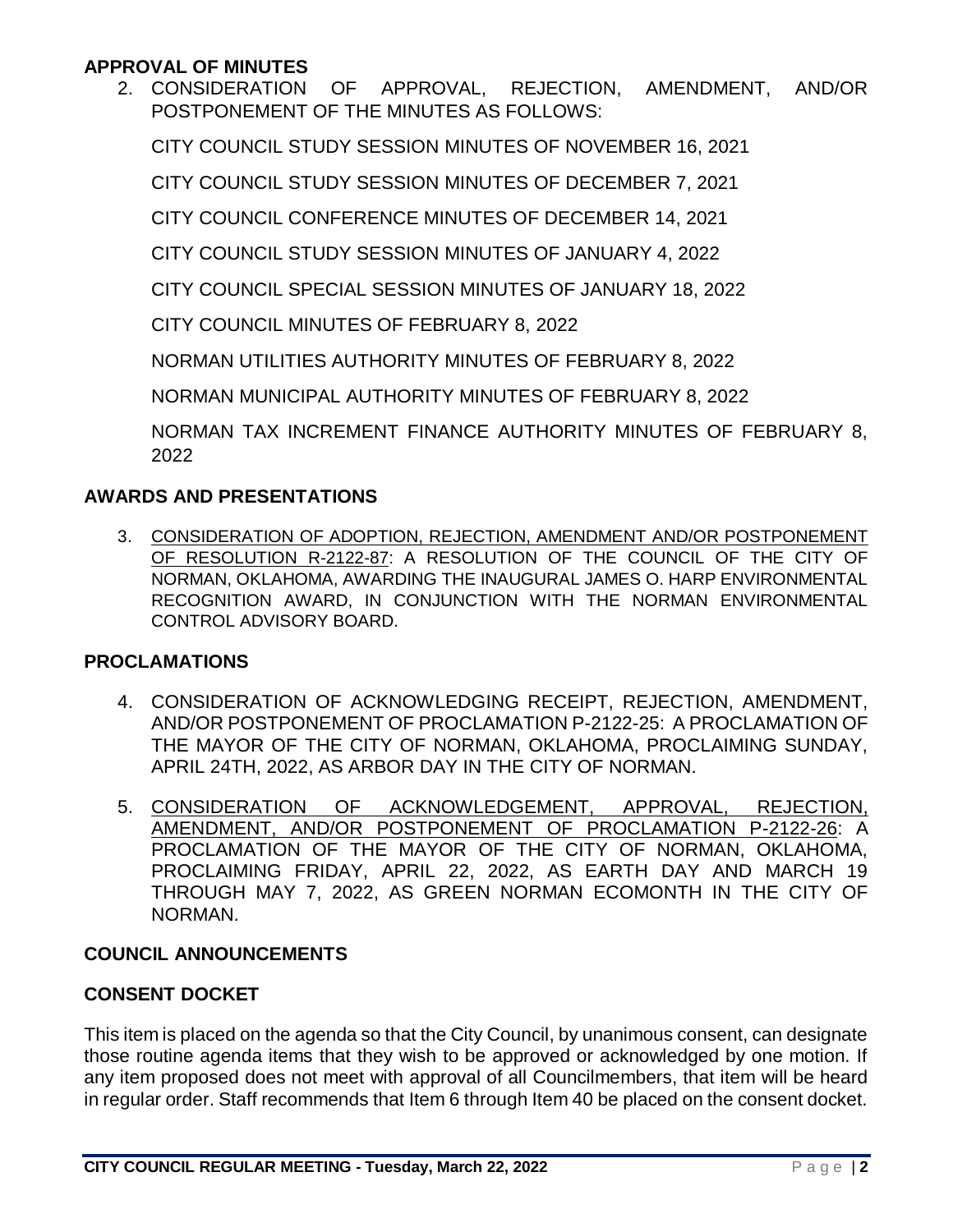## APPROVAL OF MINUTES

2. CONSIDERATION OF APPROVAL, REJECTION, AMENDMENT, AND/OR POSTPONEMENT OF THE MINUTES AS FOLLOWS:

   CITY COUNCIL STUDY SESSION MINUTES OF NOVEMBER 16, 2021

   CITY COUNCIL STUDY SESSION MINUTES OF DECEMBER 7, 2021

   CITY COUNCIL CONFERENCE MINUTES OF DECEMBER 14, 2021

   CITY COUNCIL STUDY SESSION MINUTES OF JANUARY 4, 2022

   CITY COUNCIL SPECIAL SESSION MINUTES OF JANUARY 18, 2022

   CITY COUNCIL MINUTES OF FEBRUARY 8, 2022

   NORMAN UTILITIES AUTHORITY MINUTES OF FEBRUARY 8, 2022

   NORMAN MUNICIPAL AUTHORITY MINUTES OF FEBRUARY 8, 2022

   NORMAN TAX INCREMENT FINANCE AUTHORITY MINUTES OF FEBRUARY 8, 2022

## AWARDS AND PRESENTATIONS

3. CONSIDERATION OF ADOPTION, REJECTION, AMENDMENT AND/OR POSTPONEMENT OF RESOLUTION R-2122-87: A RESOLUTION OF THE COUNCIL OF THE CITY OF NORMAN, OKLAHOMA, AWARDING THE INAUGURAL JAMES O. HARP ENVIRONMENTAL RECOGNITION AWARD, IN CONJUNCTION WITH THE NORMAN ENVIRONMENTAL CONTROL ADVISORY BOARD.

## PROCLAMATIONS

4. CONSIDERATION OF ACKNOWLEDGING RECEIPT, REJECTION, AMENDMENT, AND/OR POSTPONEMENT OF PROCLAMATION P-2122-25: A PROCLAMATION OF THE MAYOR OF THE CITY OF NORMAN, OKLAHOMA, PROCLAIMING SUNDAY, APRIL 24TH, 2022, AS ARBOR DAY IN THE CITY OF NORMAN.

5. CONSIDERATION OF ACKNOWLEDGEMENT, APPROVAL, REJECTION, AMENDMENT, AND/OR POSTPONEMENT OF PROCLAMATION P-2122-26: A PROCLAMATION OF THE MAYOR OF THE CITY OF NORMAN, OKLAHOMA, PROCLAIMING FRIDAY, APRIL 22, 2022, AS EARTH DAY AND MARCH 19 THROUGH MAY 7, 2022, AS GREEN NORMAN ECOMONTH IN THE CITY OF NORMAN.

## COUNCIL ANNOUNCEMENTS

## CONSENT DOCKET

This item is placed on the agenda so that the City Council, by unanimous consent, can designate those routine agenda items that they wish to be approved or acknowledged by one motion. If any item proposed does not meet with approval of all Councilmembers, that item will be heard in regular order. Staff recommends that Item 6 through Item 40 be placed on the consent docket.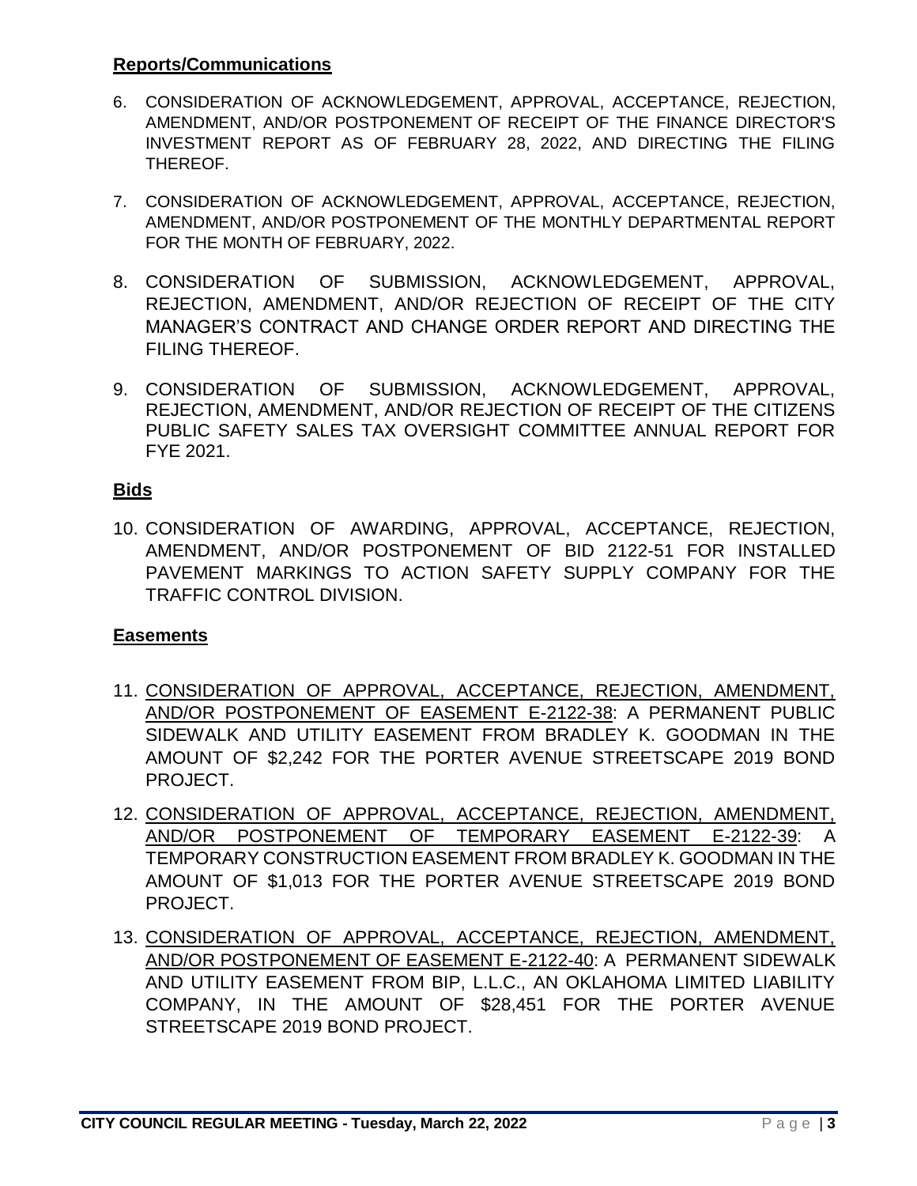## **Reports/Communications**

6. CONSIDERATION OF ACKNOWLEDGEMENT, APPROVAL, ACCEPTANCE, REJECTION, AMENDMENT, AND/OR POSTPONEMENT OF RECEIPT OF THE FINANCE DIRECTOR'S INVESTMENT REPORT AS OF FEBRUARY 28, 2022, AND DIRECTING THE FILING THEREOF.

7. CONSIDERATION OF ACKNOWLEDGEMENT, APPROVAL, ACCEPTANCE, REJECTION, AMENDMENT, AND/OR POSTPONEMENT OF THE MONTHLY DEPARTMENTAL REPORT FOR THE MONTH OF FEBRUARY, 2022.

8. CONSIDERATION OF SUBMISSION, ACKNOWLEDGEMENT, APPROVAL, REJECTION, AMENDMENT, AND/OR REJECTION OF RECEIPT OF THE CITY MANAGER'S CONTRACT AND CHANGE ORDER REPORT AND DIRECTING THE FILING THEREOF.

9. CONSIDERATION OF SUBMISSION, ACKNOWLEDGEMENT, APPROVAL, REJECTION, AMENDMENT, AND/OR REJECTION OF RECEIPT OF THE CITIZENS PUBLIC SAFETY SALES TAX OVERSIGHT COMMITTEE ANNUAL REPORT FOR FYE 2021.

## **Bids**

10. CONSIDERATION OF AWARDING, APPROVAL, ACCEPTANCE, REJECTION, AMENDMENT, AND/OR POSTPONEMENT OF BID 2122-51 FOR INSTALLED PAVEMENT MARKINGS TO ACTION SAFETY SUPPLY COMPANY FOR THE TRAFFIC CONTROL DIVISION.

## **Easements**

11. <u>CONSIDERATION OF APPROVAL, ACCEPTANCE, REJECTION, AMENDMENT, AND/OR POSTPONEMENT OF EASEMENT E-2122-38</u>: A PERMANENT PUBLIC SIDEWALK AND UTILITY EASEMENT FROM BRADLEY K. GOODMAN IN THE AMOUNT OF $2,242 FOR THE PORTER AVENUE STREETSCAPE 2019 BOND PROJECT.

12. <u>CONSIDERATION OF APPROVAL, ACCEPTANCE, REJECTION, AMENDMENT, AND/OR POSTPONEMENT OF TEMPORARY EASEMENT E-2122-39</u>: A TEMPORARY CONSTRUCTION EASEMENT FROM BRADLEY K. GOODMAN IN THE AMOUNT OF $1,013 FOR THE PORTER AVENUE STREETSCAPE 2019 BOND PROJECT.

13. <u>CONSIDERATION OF APPROVAL, ACCEPTANCE, REJECTION, AMENDMENT, AND/OR POSTPONEMENT OF EASEMENT E-2122-40</u>: A PERMANENT SIDEWALK AND UTILITY EASEMENT FROM BIP, L.L.C., AN OKLAHOMA LIMITED LIABILITY COMPANY, IN THE AMOUNT OF $28,451 FOR THE PORTER AVENUE STREETSCAPE 2019 BOND PROJECT.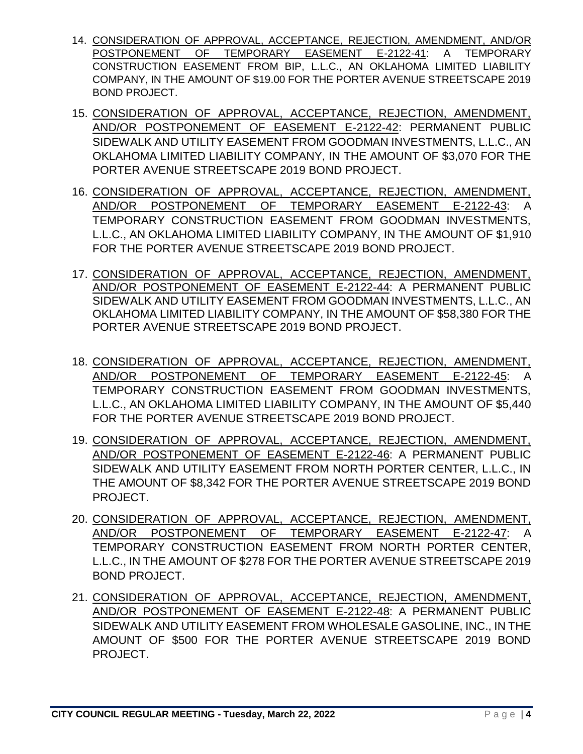14. <u>CONSIDERATION OF APPROVAL, ACCEPTANCE, REJECTION, AMENDMENT, AND/OR POSTPONEMENT OF TEMPORARY EASEMENT E-2122-41</u>: A TEMPORARY CONSTRUCTION EASEMENT FROM BIP, L.L.C., AN OKLAHOMA LIMITED LIABILITY COMPANY, IN THE AMOUNT OF $19.00 FOR THE PORTER AVENUE STREETSCAPE 2019 BOND PROJECT.

15. <u>CONSIDERATION OF APPROVAL, ACCEPTANCE, REJECTION, AMENDMENT, AND/OR POSTPONEMENT OF EASEMENT E-2122-42</u>: PERMANENT PUBLIC SIDEWALK AND UTILITY EASEMENT FROM GOODMAN INVESTMENTS, L.L.C., AN OKLAHOMA LIMITED LIABILITY COMPANY, IN THE AMOUNT OF $3,070 FOR THE PORTER AVENUE STREETSCAPE 2019 BOND PROJECT.

16. <u>CONSIDERATION OF APPROVAL, ACCEPTANCE, REJECTION, AMENDMENT, AND/OR POSTPONEMENT OF TEMPORARY EASEMENT E-2122-43</u>: A TEMPORARY CONSTRUCTION EASEMENT FROM GOODMAN INVESTMENTS, L.L.C., AN OKLAHOMA LIMITED LIABILITY COMPANY, IN THE AMOUNT OF $1,910 FOR THE PORTER AVENUE STREETSCAPE 2019 BOND PROJECT.

17. <u>CONSIDERATION OF APPROVAL, ACCEPTANCE, REJECTION, AMENDMENT, AND/OR POSTPONEMENT OF EASEMENT E-2122-44</u>: A PERMANENT PUBLIC SIDEWALK AND UTILITY EASEMENT FROM GOODMAN INVESTMENTS, L.L.C., AN OKLAHOMA LIMITED LIABILITY COMPANY, IN THE AMOUNT OF $58,380 FOR THE PORTER AVENUE STREETSCAPE 2019 BOND PROJECT.

18. <u>CONSIDERATION OF APPROVAL, ACCEPTANCE, REJECTION, AMENDMENT, AND/OR POSTPONEMENT OF TEMPORARY EASEMENT E-2122-45</u>: A TEMPORARY CONSTRUCTION EASEMENT FROM GOODMAN INVESTMENTS, L.L.C., AN OKLAHOMA LIMITED LIABILITY COMPANY, IN THE AMOUNT OF $5,440 FOR THE PORTER AVENUE STREETSCAPE 2019 BOND PROJECT.

19. <u>CONSIDERATION OF APPROVAL, ACCEPTANCE, REJECTION, AMENDMENT, AND/OR POSTPONEMENT OF EASEMENT E-2122-46</u>: A PERMANENT PUBLIC SIDEWALK AND UTILITY EASEMENT FROM NORTH PORTER CENTER, L.L.C., IN THE AMOUNT OF $8,342 FOR THE PORTER AVENUE STREETSCAPE 2019 BOND PROJECT.

20. <u>CONSIDERATION OF APPROVAL, ACCEPTANCE, REJECTION, AMENDMENT, AND/OR POSTPONEMENT OF TEMPORARY EASEMENT E-2122-47</u>: A TEMPORARY CONSTRUCTION EASEMENT FROM NORTH PORTER CENTER, L.L.C., IN THE AMOUNT OF $278 FOR THE PORTER AVENUE STREETSCAPE 2019 BOND PROJECT.

21. <u>CONSIDERATION OF APPROVAL, ACCEPTANCE, REJECTION, AMENDMENT, AND/OR POSTPONEMENT OF EASEMENT E-2122-48</u>: A PERMANENT PUBLIC SIDEWALK AND UTILITY EASEMENT FROM WHOLESALE GASOLINE, INC., IN THE AMOUNT OF $500 FOR THE PORTER AVENUE STREETSCAPE 2019 BOND PROJECT.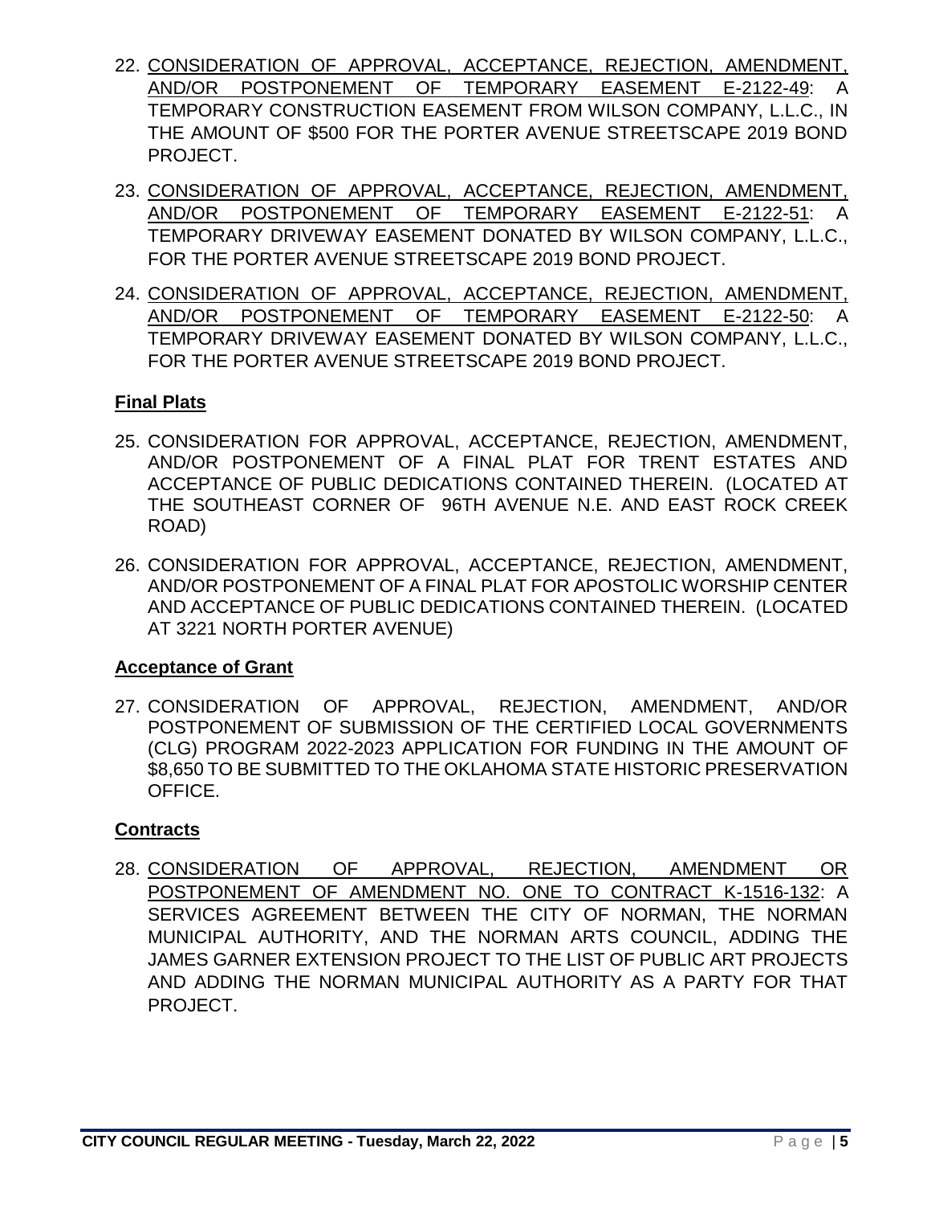22. <u>CONSIDERATION OF APPROVAL, ACCEPTANCE, REJECTION, AMENDMENT, AND/OR POSTPONEMENT OF TEMPORARY EASEMENT E-2122-49</u>: A TEMPORARY CONSTRUCTION EASEMENT FROM WILSON COMPANY, L.L.C., IN THE AMOUNT OF $500 FOR THE PORTER AVENUE STREETSCAPE 2019 BOND PROJECT.

23. <u>CONSIDERATION OF APPROVAL, ACCEPTANCE, REJECTION, AMENDMENT, AND/OR POSTPONEMENT OF TEMPORARY EASEMENT E-2122-51</u>: A TEMPORARY DRIVEWAY EASEMENT DONATED BY WILSON COMPANY, L.L.C., FOR THE PORTER AVENUE STREETSCAPE 2019 BOND PROJECT.

24. <u>CONSIDERATION OF APPROVAL, ACCEPTANCE, REJECTION, AMENDMENT, AND/OR POSTPONEMENT OF TEMPORARY EASEMENT E-2122-50</u>: A TEMPORARY DRIVEWAY EASEMENT DONATED BY WILSON COMPANY, L.L.C., FOR THE PORTER AVENUE STREETSCAPE 2019 BOND PROJECT.

## Final Plats

25. CONSIDERATION FOR APPROVAL, ACCEPTANCE, REJECTION, AMENDMENT, AND/OR POSTPONEMENT OF A FINAL PLAT FOR TRENT ESTATES AND ACCEPTANCE OF PUBLIC DEDICATIONS CONTAINED THEREIN. (LOCATED AT THE SOUTHEAST CORNER OF 96TH AVENUE N.E. AND EAST ROCK CREEK ROAD)

26. CONSIDERATION FOR APPROVAL, ACCEPTANCE, REJECTION, AMENDMENT, AND/OR POSTPONEMENT OF A FINAL PLAT FOR APOSTOLIC WORSHIP CENTER AND ACCEPTANCE OF PUBLIC DEDICATIONS CONTAINED THEREIN. (LOCATED AT 3221 NORTH PORTER AVENUE)

## Acceptance of Grant

27. CONSIDERATION OF APPROVAL, REJECTION, AMENDMENT, AND/OR POSTPONEMENT OF SUBMISSION OF THE CERTIFIED LOCAL GOVERNMENTS (CLG) PROGRAM 2022-2023 APPLICATION FOR FUNDING IN THE AMOUNT OF $8,650 TO BE SUBMITTED TO THE OKLAHOMA STATE HISTORIC PRESERVATION OFFICE.

## Contracts

28. <u>CONSIDERATION OF APPROVAL, REJECTION, AMENDMENT OR POSTPONEMENT OF AMENDMENT NO. ONE TO CONTRACT K-1516-132</u>: A SERVICES AGREEMENT BETWEEN THE CITY OF NORMAN, THE NORMAN MUNICIPAL AUTHORITY, AND THE NORMAN ARTS COUNCIL, ADDING THE JAMES GARNER EXTENSION PROJECT TO THE LIST OF PUBLIC ART PROJECTS AND ADDING THE NORMAN MUNICIPAL AUTHORITY AS A PARTY FOR THAT PROJECT.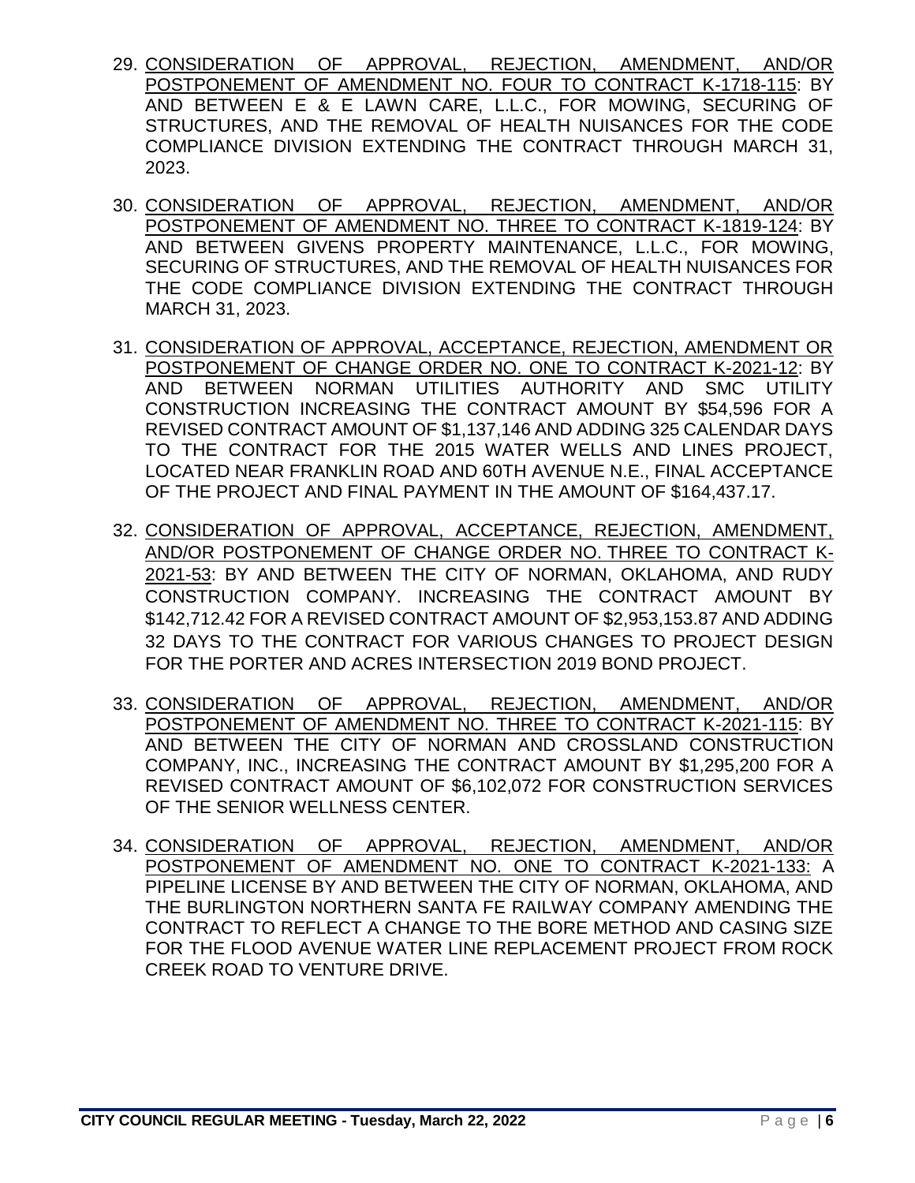29. CONSIDERATION OF APPROVAL, REJECTION, AMENDMENT, AND/OR POSTPONEMENT OF AMENDMENT NO. FOUR TO CONTRACT K-1718-115: BY AND BETWEEN E & E LAWN CARE, L.L.C., FOR MOWING, SECURING OF STRUCTURES, AND THE REMOVAL OF HEALTH NUISANCES FOR THE CODE COMPLIANCE DIVISION EXTENDING THE CONTRACT THROUGH MARCH 31, 2023.

30. CONSIDERATION OF APPROVAL, REJECTION, AMENDMENT, AND/OR POSTPONEMENT OF AMENDMENT NO. THREE TO CONTRACT K-1819-124: BY AND BETWEEN GIVENS PROPERTY MAINTENANCE, L.L.C., FOR MOWING, SECURING OF STRUCTURES, AND THE REMOVAL OF HEALTH NUISANCES FOR THE CODE COMPLIANCE DIVISION EXTENDING THE CONTRACT THROUGH MARCH 31, 2023.

31. CONSIDERATION OF APPROVAL, ACCEPTANCE, REJECTION, AMENDMENT OR POSTPONEMENT OF CHANGE ORDER NO. ONE TO CONTRACT K-2021-12: BY AND BETWEEN NORMAN UTILITIES AUTHORITY AND SMC UTILITY CONSTRUCTION INCREASING THE CONTRACT AMOUNT BY $54,596 FOR A REVISED CONTRACT AMOUNT OF $1,137,146 AND ADDING 325 CALENDAR DAYS TO THE CONTRACT FOR THE 2015 WATER WELLS AND LINES PROJECT, LOCATED NEAR FRANKLIN ROAD AND 60TH AVENUE N.E., FINAL ACCEPTANCE OF THE PROJECT AND FINAL PAYMENT IN THE AMOUNT OF $164,437.17.

32. CONSIDERATION OF APPROVAL, ACCEPTANCE, REJECTION, AMENDMENT, AND/OR POSTPONEMENT OF CHANGE ORDER NO. THREE TO CONTRACT K-2021-53: BY AND BETWEEN THE CITY OF NORMAN, OKLAHOMA, AND RUDY CONSTRUCTION COMPANY. INCREASING THE CONTRACT AMOUNT BY $142,712.42 FOR A REVISED CONTRACT AMOUNT OF $2,953,153.87 AND ADDING 32 DAYS TO THE CONTRACT FOR VARIOUS CHANGES TO PROJECT DESIGN FOR THE PORTER AND ACRES INTERSECTION 2019 BOND PROJECT.

33. CONSIDERATION OF APPROVAL, REJECTION, AMENDMENT, AND/OR POSTPONEMENT OF AMENDMENT NO. THREE TO CONTRACT K-2021-115: BY AND BETWEEN THE CITY OF NORMAN AND CROSSLAND CONSTRUCTION COMPANY, INC., INCREASING THE CONTRACT AMOUNT BY $1,295,200 FOR A REVISED CONTRACT AMOUNT OF $6,102,072 FOR CONSTRUCTION SERVICES OF THE SENIOR WELLNESS CENTER.

34. CONSIDERATION OF APPROVAL, REJECTION, AMENDMENT, AND/OR POSTPONEMENT OF AMENDMENT NO. ONE TO CONTRACT K-2021-133: A PIPELINE LICENSE BY AND BETWEEN THE CITY OF NORMAN, OKLAHOMA, AND THE BURLINGTON NORTHERN SANTA FE RAILWAY COMPANY AMENDING THE CONTRACT TO REFLECT A CHANGE TO THE BORE METHOD AND CASING SIZE FOR THE FLOOD AVENUE WATER LINE REPLACEMENT PROJECT FROM ROCK CREEK ROAD TO VENTURE DRIVE.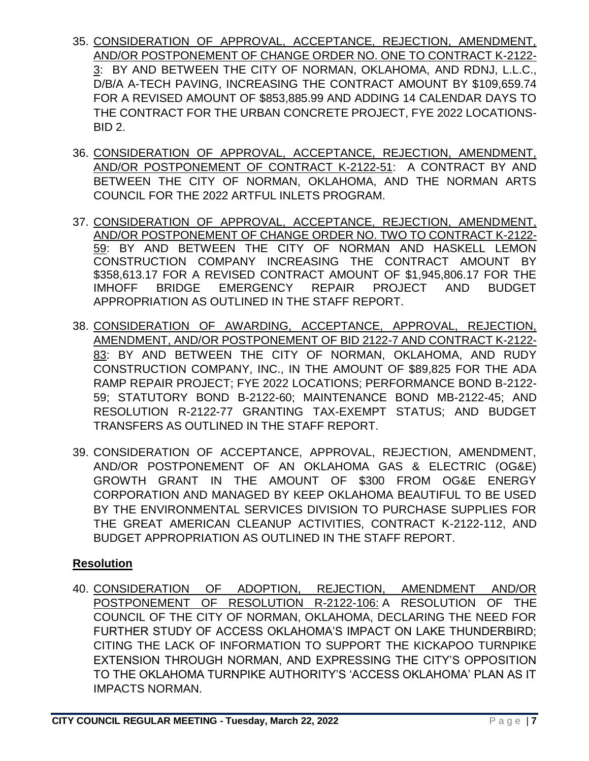35. CONSIDERATION OF APPROVAL, ACCEPTANCE, REJECTION, AMENDMENT, AND/OR POSTPONEMENT OF CHANGE ORDER NO. ONE TO CONTRACT K-2122-3: BY AND BETWEEN THE CITY OF NORMAN, OKLAHOMA, AND RDNJ, L.L.C., D/B/A A-TECH PAVING, INCREASING THE CONTRACT AMOUNT BY $109,659.74 FOR A REVISED AMOUNT OF $853,885.99 AND ADDING 14 CALENDAR DAYS TO THE CONTRACT FOR THE URBAN CONCRETE PROJECT, FYE 2022 LOCATIONS-BID 2.

36. CONSIDERATION OF APPROVAL, ACCEPTANCE, REJECTION, AMENDMENT, AND/OR POSTPONEMENT OF CONTRACT K-2122-51: A CONTRACT BY AND BETWEEN THE CITY OF NORMAN, OKLAHOMA, AND THE NORMAN ARTS COUNCIL FOR THE 2022 ARTFUL INLETS PROGRAM.

37. CONSIDERATION OF APPROVAL, ACCEPTANCE, REJECTION, AMENDMENT, AND/OR POSTPONEMENT OF CHANGE ORDER NO. TWO TO CONTRACT K-2122-59: BY AND BETWEEN THE CITY OF NORMAN AND HASKELL LEMON CONSTRUCTION COMPANY INCREASING THE CONTRACT AMOUNT BY $358,613.17 FOR A REVISED CONTRACT AMOUNT OF $1,945,806.17 FOR THE IMHOFF BRIDGE EMERGENCY REPAIR PROJECT AND BUDGET APPROPRIATION AS OUTLINED IN THE STAFF REPORT.

38. CONSIDERATION OF AWARDING, ACCEPTANCE, APPROVAL, REJECTION, AMENDMENT, AND/OR POSTPONEMENT OF BID 2122-7 AND CONTRACT K-2122-83: BY AND BETWEEN THE CITY OF NORMAN, OKLAHOMA, AND RUDY CONSTRUCTION COMPANY, INC., IN THE AMOUNT OF $89,825 FOR THE ADA RAMP REPAIR PROJECT; FYE 2022 LOCATIONS; PERFORMANCE BOND B-2122-59; STATUTORY BOND B-2122-60; MAINTENANCE BOND MB-2122-45; AND RESOLUTION R-2122-77 GRANTING TAX-EXEMPT STATUS; AND BUDGET TRANSFERS AS OUTLINED IN THE STAFF REPORT.

39. CONSIDERATION OF ACCEPTANCE, APPROVAL, REJECTION, AMENDMENT, AND/OR POSTPONEMENT OF AN OKLAHOMA GAS & ELECTRIC (OG&E) GROWTH GRANT IN THE AMOUNT OF $300 FROM OG&E ENERGY CORPORATION AND MANAGED BY KEEP OKLAHOMA BEAUTIFUL TO BE USED BY THE ENVIRONMENTAL SERVICES DIVISION TO PURCHASE SUPPLIES FOR THE GREAT AMERICAN CLEANUP ACTIVITIES, CONTRACT K-2122-112, AND BUDGET APPROPRIATION AS OUTLINED IN THE STAFF REPORT.

## Resolution

40. CONSIDERATION OF ADOPTION, REJECTION, AMENDMENT AND/OR POSTPONEMENT OF RESOLUTION R-2122-106: A RESOLUTION OF THE COUNCIL OF THE CITY OF NORMAN, OKLAHOMA, DECLARING THE NEED FOR FURTHER STUDY OF ACCESS OKLAHOMA'S IMPACT ON LAKE THUNDERBIRD; CITING THE LACK OF INFORMATION TO SUPPORT THE KICKAPOO TURNPIKE EXTENSION THROUGH NORMAN, AND EXPRESSING THE CITY'S OPPOSITION TO THE OKLAHOMA TURNPIKE AUTHORITY'S 'ACCESS OKLAHOMA' PLAN AS IT IMPACTS NORMAN.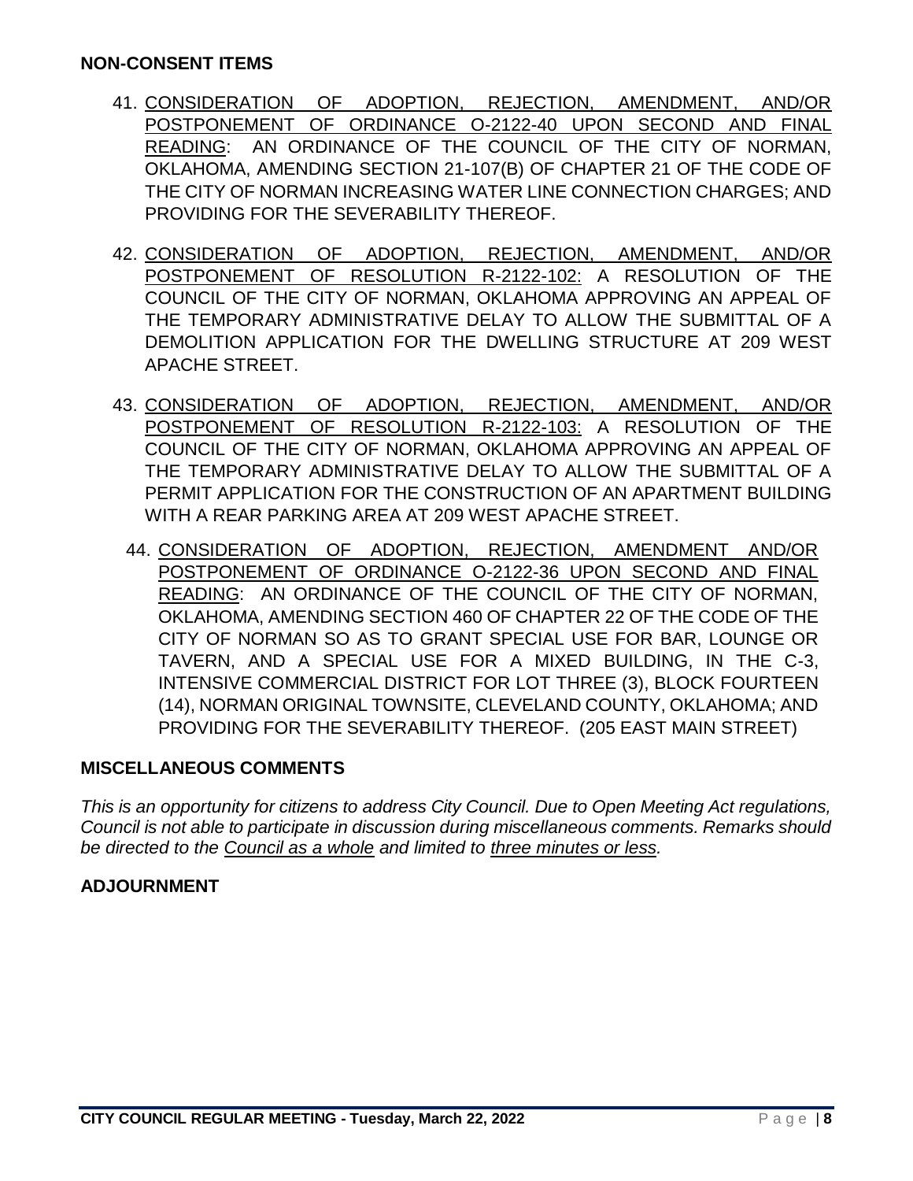**NON-CONSENT ITEMS**

41. CONSIDERATION OF ADOPTION, REJECTION, AMENDMENT, AND/OR POSTPONEMENT OF ORDINANCE O-2122-40 UPON SECOND AND FINAL READING: AN ORDINANCE OF THE COUNCIL OF THE CITY OF NORMAN, OKLAHOMA, AMENDING SECTION 21-107(B) OF CHAPTER 21 OF THE CODE OF THE CITY OF NORMAN INCREASING WATER LINE CONNECTION CHARGES; AND PROVIDING FOR THE SEVERABILITY THEREOF.

42. CONSIDERATION OF ADOPTION, REJECTION, AMENDMENT, AND/OR POSTPONEMENT OF RESOLUTION R-2122-102: A RESOLUTION OF THE COUNCIL OF THE CITY OF NORMAN, OKLAHOMA APPROVING AN APPEAL OF THE TEMPORARY ADMINISTRATIVE DELAY TO ALLOW THE SUBMITTAL OF A DEMOLITION APPLICATION FOR THE DWELLING STRUCTURE AT 209 WEST APACHE STREET.

43. CONSIDERATION OF ADOPTION, REJECTION, AMENDMENT, AND/OR POSTPONEMENT OF RESOLUTION R-2122-103: A RESOLUTION OF THE COUNCIL OF THE CITY OF NORMAN, OKLAHOMA APPROVING AN APPEAL OF THE TEMPORARY ADMINISTRATIVE DELAY TO ALLOW THE SUBMITTAL OF A PERMIT APPLICATION FOR THE CONSTRUCTION OF AN APARTMENT BUILDING WITH A REAR PARKING AREA AT 209 WEST APACHE STREET.

44. CONSIDERATION OF ADOPTION, REJECTION, AMENDMENT AND/OR POSTPONEMENT OF ORDINANCE O-2122-36 UPON SECOND AND FINAL READING: AN ORDINANCE OF THE COUNCIL OF THE CITY OF NORMAN, OKLAHOMA, AMENDING SECTION 460 OF CHAPTER 22 OF THE CODE OF THE CITY OF NORMAN SO AS TO GRANT SPECIAL USE FOR BAR, LOUNGE OR TAVERN, AND A SPECIAL USE FOR A MIXED BUILDING, IN THE C-3, INTENSIVE COMMERCIAL DISTRICT FOR LOT THREE (3), BLOCK FOURTEEN (14), NORMAN ORIGINAL TOWNSITE, CLEVELAND COUNTY, OKLAHOMA; AND PROVIDING FOR THE SEVERABILITY THEREOF. (205 EAST MAIN STREET)

**MISCELLANEOUS COMMENTS**

*This is an opportunity for citizens to address City Council. Due to Open Meeting Act regulations, Council is not able to participate in discussion during miscellaneous comments. Remarks should be directed to the Council as a whole and limited to three minutes or less.*

**ADJOURNMENT**